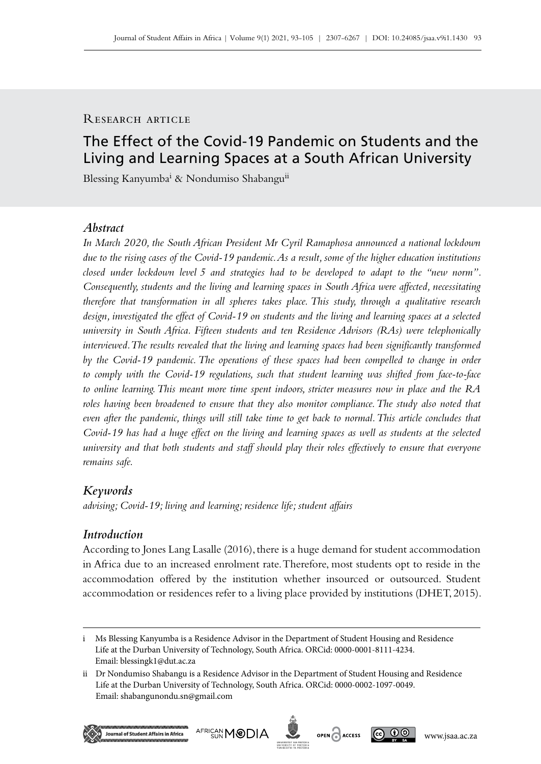Research article

# The Effect of the Covid-19 Pandemic on Students and the Living and Learning Spaces at a South African University

Blessing Kanyumba[i] & Nondumiso Shabangu[ii]

## Abstract

*In March 2020, the South African President Mr Cyril Ramaphosa announced a national lockdown due to the rising cases of the Covid-19 pandemic. As a result, some of the higher education institutions closed under lockdown level 5 and strategies had to be developed to adapt to the "new norm". Consequently, students and the living and learning spaces in South Africa were affected, necessitating therefore that transformation in all spheres takes place. This study, through a qualitative research design, investigated the effect of Covid-19 on students and the living and learning spaces at a selected university in South Africa. Fifteen students and ten Residence Advisors (RAs) were telephonically interviewed. The results revealed that the living and learning spaces had been significantly transformed by the Covid-19 pandemic. The operations of these spaces had been compelled to change in order to comply with the Covid-19 regulations, such that student learning was shifted from face-to-face to online learning. This meant more time spent indoors, stricter measures now in place and the RA roles having been broadened to ensure that they also monitor compliance. The study also noted that even after the pandemic, things will still take time to get back to normal. This article concludes that Covid-19 has had a huge effect on the living and learning spaces as well as students at the selected university and that both students and staff should play their roles effectively to ensure that everyone remains safe.*

## Keywords

*advising; Covid-19; living and learning; residence life; student affairs*

## Introduction

According to Jones Lang Lasalle (2016), there is a huge demand for student accommodation in Africa due to an increased enrolment rate. Therefore, most students opt to reside in the accommodation offered by the institution whether insourced or outsourced. Student accommodation or residences refer to a living place provided by institutions (DHET, 2015).

---

i Ms Blessing Kanyumba is a Residence Advisor in the Department of Student Housing and Residence Life at the Durban University of Technology, South Africa. ORCid: 0000-0001-8111-4234. Email: blessingk1@dut.ac.za

ii Dr Nondumiso Shabangu is a Residence Advisor in the Department of Student Housing and Residence Life at the Durban University of Technology, South Africa. ORCid: 0000-0002-1097-0049. Email: shabangunondu.sn@gmail.com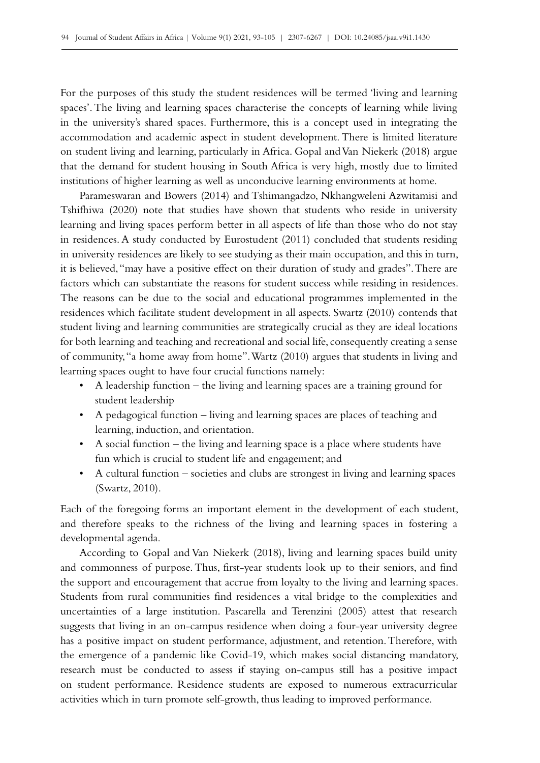For the purposes of this study the student residences will be termed 'living and learning spaces'. The living and learning spaces characterise the concepts of learning while living in the university's shared spaces. Furthermore, this is a concept used in integrating the accommodation and academic aspect in student development. There is limited literature on student living and learning, particularly in Africa. Gopal and Van Niekerk (2018) argue that the demand for student housing in South Africa is very high, mostly due to limited institutions of higher learning as well as unconducive learning environments at home.

Parameswaran and Bowers (2014) and Tshimangadzo, Nkhangweleni Azwitamisi and Tshifhiwa (2020) note that studies have shown that students who reside in university learning and living spaces perform better in all aspects of life than those who do not stay in residences. A study conducted by Eurostudent (2011) concluded that students residing in university residences are likely to see studying as their main occupation, and this in turn, it is believed, "may have a positive effect on their duration of study and grades". There are factors which can substantiate the reasons for student success while residing in residences. The reasons can be due to the social and educational programmes implemented in the residences which facilitate student development in all aspects. Swartz (2010) contends that student living and learning communities are strategically crucial as they are ideal locations for both learning and teaching and recreational and social life, consequently creating a sense of community, "a home away from home". Wartz (2010) argues that students in living and learning spaces ought to have four crucial functions namely:

- A leadership function – the living and learning spaces are a training ground for student leadership
- A pedagogical function – living and learning spaces are places of teaching and learning, induction, and orientation.
- A social function – the living and learning space is a place where students have fun which is crucial to student life and engagement; and
- A cultural function – societies and clubs are strongest in living and learning spaces (Swartz, 2010).

Each of the foregoing forms an important element in the development of each student, and therefore speaks to the richness of the living and learning spaces in fostering a developmental agenda.

According to Gopal and Van Niekerk (2018), living and learning spaces build unity and commonness of purpose. Thus, first-year students look up to their seniors, and find the support and encouragement that accrue from loyalty to the living and learning spaces. Students from rural communities find residences a vital bridge to the complexities and uncertainties of a large institution. Pascarella and Terenzini (2005) attest that research suggests that living in an on-campus residence when doing a four-year university degree has a positive impact on student performance, adjustment, and retention. Therefore, with the emergence of a pandemic like Covid-19, which makes social distancing mandatory, research must be conducted to assess if staying on-campus still has a positive impact on student performance. Residence students are exposed to numerous extracurricular activities which in turn promote self-growth, thus leading to improved performance.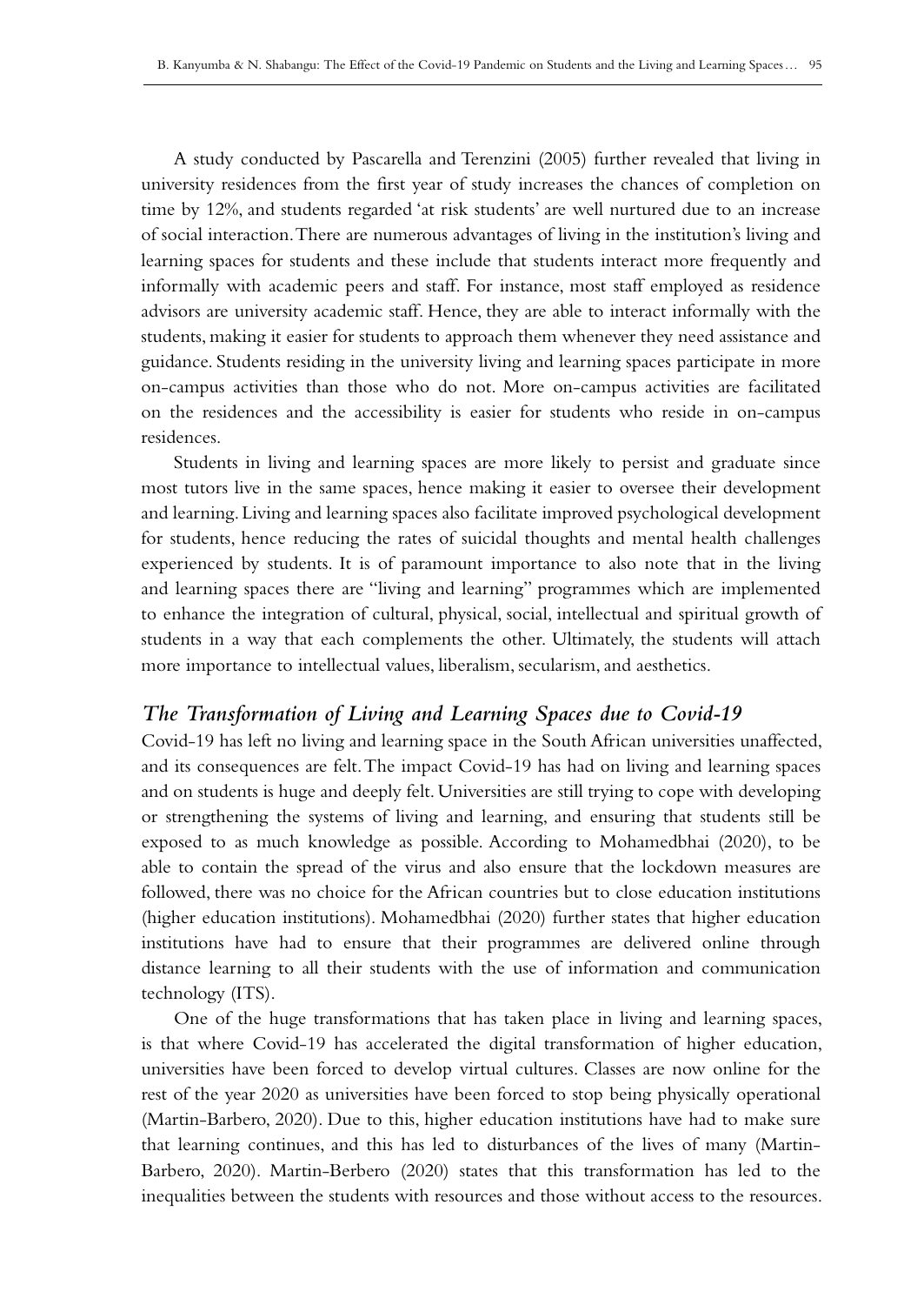A study conducted by Pascarella and Terenzini (2005) further revealed that living in university residences from the first year of study increases the chances of completion on time by 12%, and students regarded 'at risk students' are well nurtured due to an increase of social interaction. There are numerous advantages of living in the institution's living and learning spaces for students and these include that students interact more frequently and informally with academic peers and staff. For instance, most staff employed as residence advisors are university academic staff. Hence, they are able to interact informally with the students, making it easier for students to approach them whenever they need assistance and guidance. Students residing in the university living and learning spaces participate in more on-campus activities than those who do not. More on-campus activities are facilitated on the residences and the accessibility is easier for students who reside in on-campus residences.

Students in living and learning spaces are more likely to persist and graduate since most tutors live in the same spaces, hence making it easier to oversee their development and learning. Living and learning spaces also facilitate improved psychological development for students, hence reducing the rates of suicidal thoughts and mental health challenges experienced by students. It is of paramount importance to also note that in the living and learning spaces there are "living and learning" programmes which are implemented to enhance the integration of cultural, physical, social, intellectual and spiritual growth of students in a way that each complements the other. Ultimately, the students will attach more importance to intellectual values, liberalism, secularism, and aesthetics.

## *The Transformation of Living and Learning Spaces due to Covid-19*

Covid-19 has left no living and learning space in the South African universities unaffected, and its consequences are felt. The impact Covid-19 has had on living and learning spaces and on students is huge and deeply felt. Universities are still trying to cope with developing or strengthening the systems of living and learning, and ensuring that students still be exposed to as much knowledge as possible. According to Mohamedbhai (2020), to be able to contain the spread of the virus and also ensure that the lockdown measures are followed, there was no choice for the African countries but to close education institutions (higher education institutions). Mohamedbhai (2020) further states that higher education institutions have had to ensure that their programmes are delivered online through distance learning to all their students with the use of information and communication technology (ITS).

One of the huge transformations that has taken place in living and learning spaces, is that where Covid-19 has accelerated the digital transformation of higher education, universities have been forced to develop virtual cultures. Classes are now online for the rest of the year 2020 as universities have been forced to stop being physically operational (Martin-Barbero, 2020). Due to this, higher education institutions have had to make sure that learning continues, and this has led to disturbances of the lives of many (Martin-Barbero, 2020). Martin-Berbero (2020) states that this transformation has led to the inequalities between the students with resources and those without access to the resources.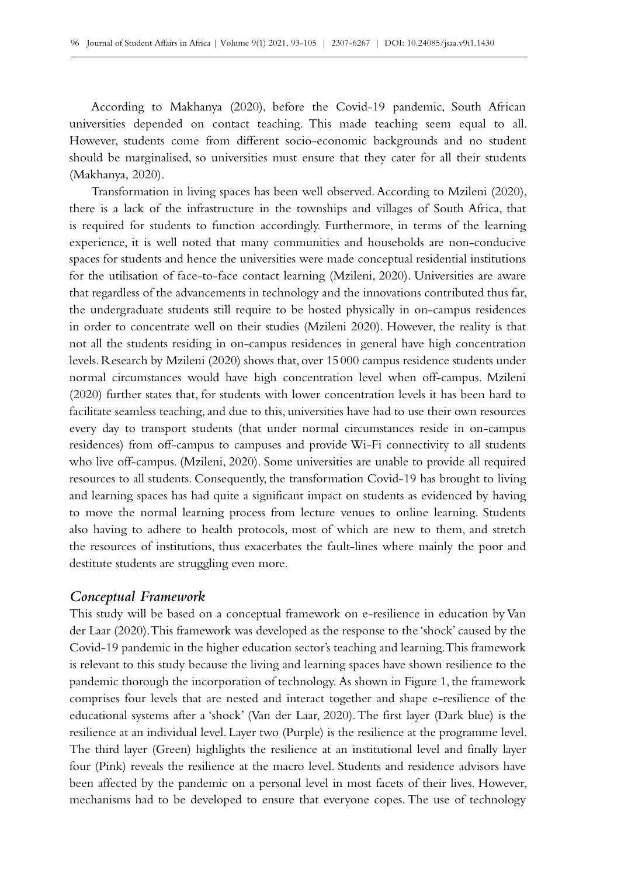According to Makhanya (2020), before the Covid-19 pandemic, South African universities depended on contact teaching. This made teaching seem equal to all. However, students come from different socio-economic backgrounds and no student should be marginalised, so universities must ensure that they cater for all their students (Makhanya, 2020).

Transformation in living spaces has been well observed. According to Mzileni (2020), there is a lack of the infrastructure in the townships and villages of South Africa, that is required for students to function accordingly. Furthermore, in terms of the learning experience, it is well noted that many communities and households are non-conducive spaces for students and hence the universities were made conceptual residential institutions for the utilisation of face-to-face contact learning (Mzileni, 2020). Universities are aware that regardless of the advancements in technology and the innovations contributed thus far, the undergraduate students still require to be hosted physically in on-campus residences in order to concentrate well on their studies (Mzileni 2020). However, the reality is that not all the students residing in on-campus residences in general have high concentration levels. Research by Mzileni (2020) shows that, over 15 000 campus residence students under normal circumstances would have high concentration level when off-campus. Mzileni (2020) further states that, for students with lower concentration levels it has been hard to facilitate seamless teaching, and due to this, universities have had to use their own resources every day to transport students (that under normal circumstances reside in on-campus residences) from off-campus to campuses and provide Wi-Fi connectivity to all students who live off-campus. (Mzileni, 2020). Some universities are unable to provide all required resources to all students. Consequently, the transformation Covid-19 has brought to living and learning spaces has had quite a significant impact on students as evidenced by having to move the normal learning process from lecture venues to online learning. Students also having to adhere to health protocols, most of which are new to them, and stretch the resources of institutions, thus exacerbates the fault-lines where mainly the poor and destitute students are struggling even more.

### *Conceptual Framework*

This study will be based on a conceptual framework on e-resilience in education by Van der Laar (2020). This framework was developed as the response to the 'shock' caused by the Covid-19 pandemic in the higher education sector's teaching and learning. This framework is relevant to this study because the living and learning spaces have shown resilience to the pandemic thorough the incorporation of technology. As shown in Figure 1, the framework comprises four levels that are nested and interact together and shape e-resilience of the educational systems after a 'shock' (Van der Laar, 2020). The first layer (Dark blue) is the resilience at an individual level. Layer two (Purple) is the resilience at the programme level. The third layer (Green) highlights the resilience at an institutional level and finally layer four (Pink) reveals the resilience at the macro level. Students and residence advisors have been affected by the pandemic on a personal level in most facets of their lives. However, mechanisms had to be developed to ensure that everyone copes. The use of technology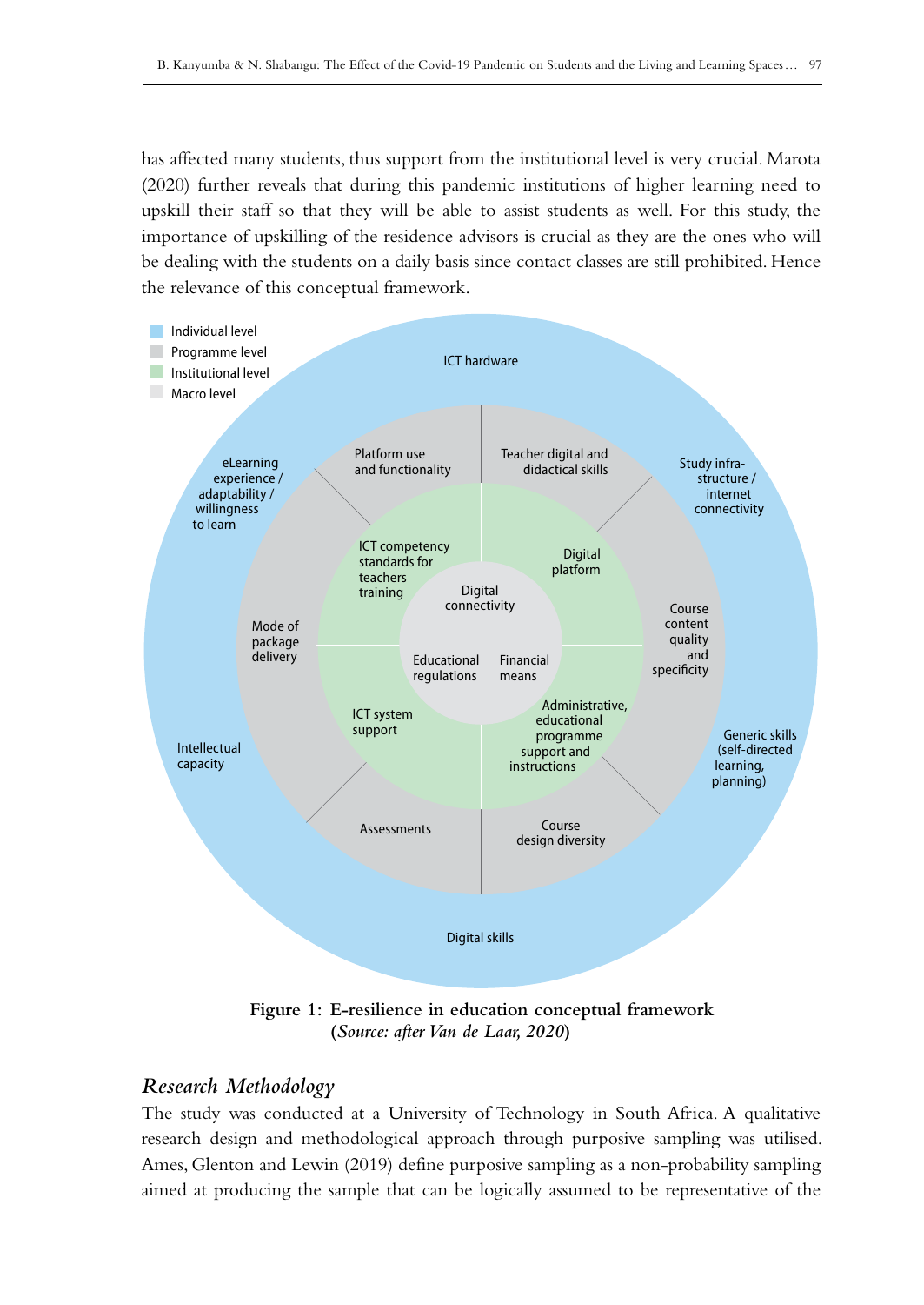has affected many students, thus support from the institutional level is very crucial. Marota (2020) further reveals that during this pandemic institutions of higher learning need to upskill their staff so that they will be able to assist students as well. For this study, the importance of upskilling of the residence advisors is crucial as they are the ones who will be dealing with the students on a daily basis since contact classes are still prohibited. Hence the relevance of this conceptual framework.

**Figure 1: E-resilience in education conceptual framework**
**(*Source: after Van de Laar, 2020*)**

## *Research Methodology*

The study was conducted at a University of Technology in South Africa. A qualitative research design and methodological approach through purposive sampling was utilised. Ames, Glenton and Lewin (2019) define purposive sampling as a non-probability sampling aimed at producing the sample that can be logically assumed to be representative of the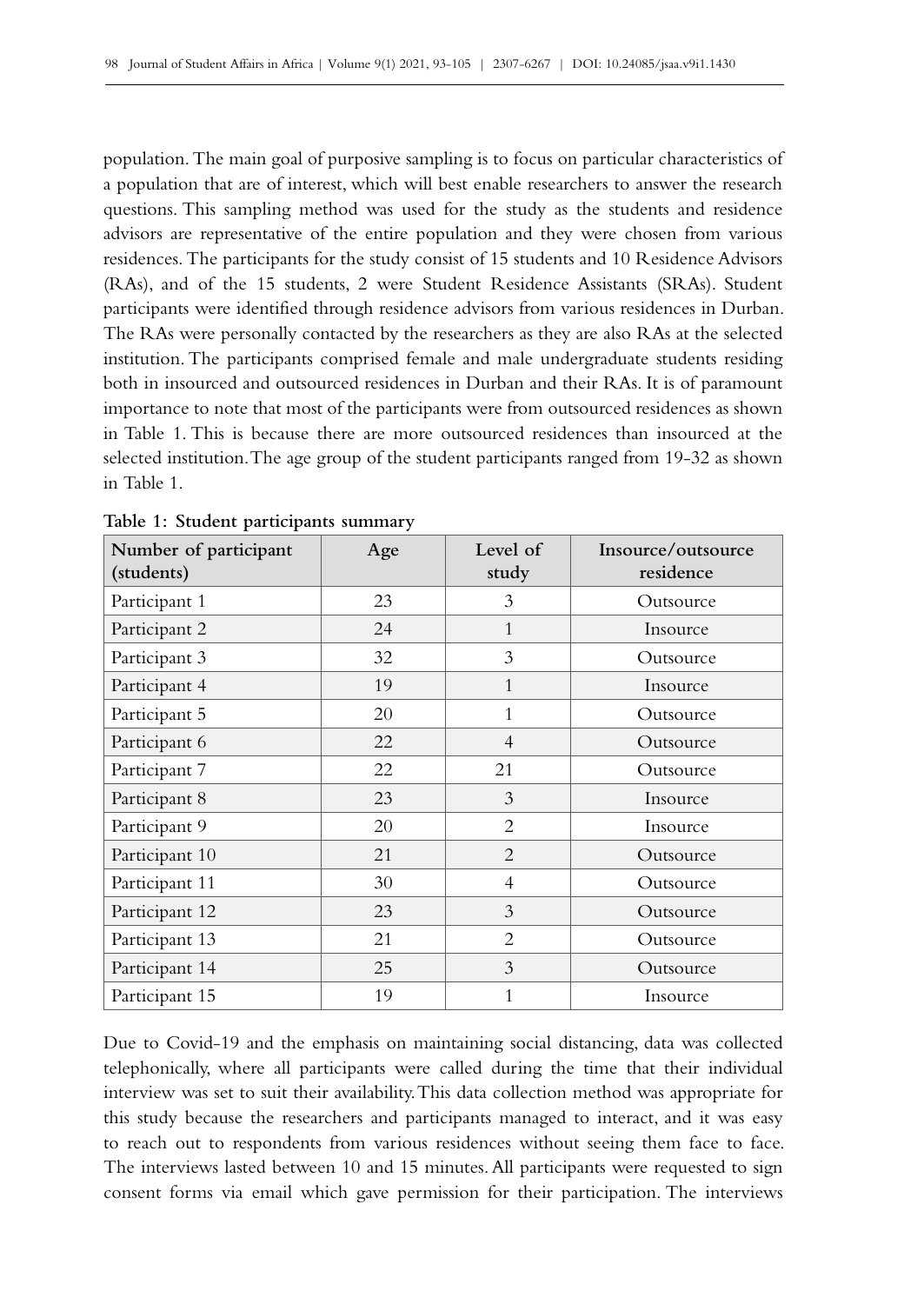population. The main goal of purposive sampling is to focus on particular characteristics of a population that are of interest, which will best enable researchers to answer the research questions. This sampling method was used for the study as the students and residence advisors are representative of the entire population and they were chosen from various residences. The participants for the study consist of 15 students and 10 Residence Advisors (RAs), and of the 15 students, 2 were Student Residence Assistants (SRAs). Student participants were identified through residence advisors from various residences in Durban. The RAs were personally contacted by the researchers as they are also RAs at the selected institution. The participants comprised female and male undergraduate students residing both in insourced and outsourced residences in Durban and their RAs. It is of paramount importance to note that most of the participants were from outsourced residences as shown in Table 1. This is because there are more outsourced residences than insourced at the selected institution. The age group of the student participants ranged from 19-32 as shown in Table 1.

**Table 1: Student participants summary**

| Number of participant (students) | Age | Level of study | Insource/outsource residence |
|---|---|---|---|
| Participant 1 | 23 | 3 | Outsource |
| Participant 2 | 24 | 1 | Insource |
| Participant 3 | 32 | 3 | Outsource |
| Participant 4 | 19 | 1 | Insource |
| Participant 5 | 20 | 1 | Outsource |
| Participant 6 | 22 | 4 | Outsource |
| Participant 7 | 22 | 21 | Outsource |
| Participant 8 | 23 | 3 | Insource |
| Participant 9 | 20 | 2 | Insource |
| Participant 10 | 21 | 2 | Outsource |
| Participant 11 | 30 | 4 | Outsource |
| Participant 12 | 23 | 3 | Outsource |
| Participant 13 | 21 | 2 | Outsource |
| Participant 14 | 25 | 3 | Outsource |
| Participant 15 | 19 | 1 | Insource |

Due to Covid-19 and the emphasis on maintaining social distancing, data was collected telephonically, where all participants were called during the time that their individual interview was set to suit their availability. This data collection method was appropriate for this study because the researchers and participants managed to interact, and it was easy to reach out to respondents from various residences without seeing them face to face. The interviews lasted between 10 and 15 minutes. All participants were requested to sign consent forms via email which gave permission for their participation. The interviews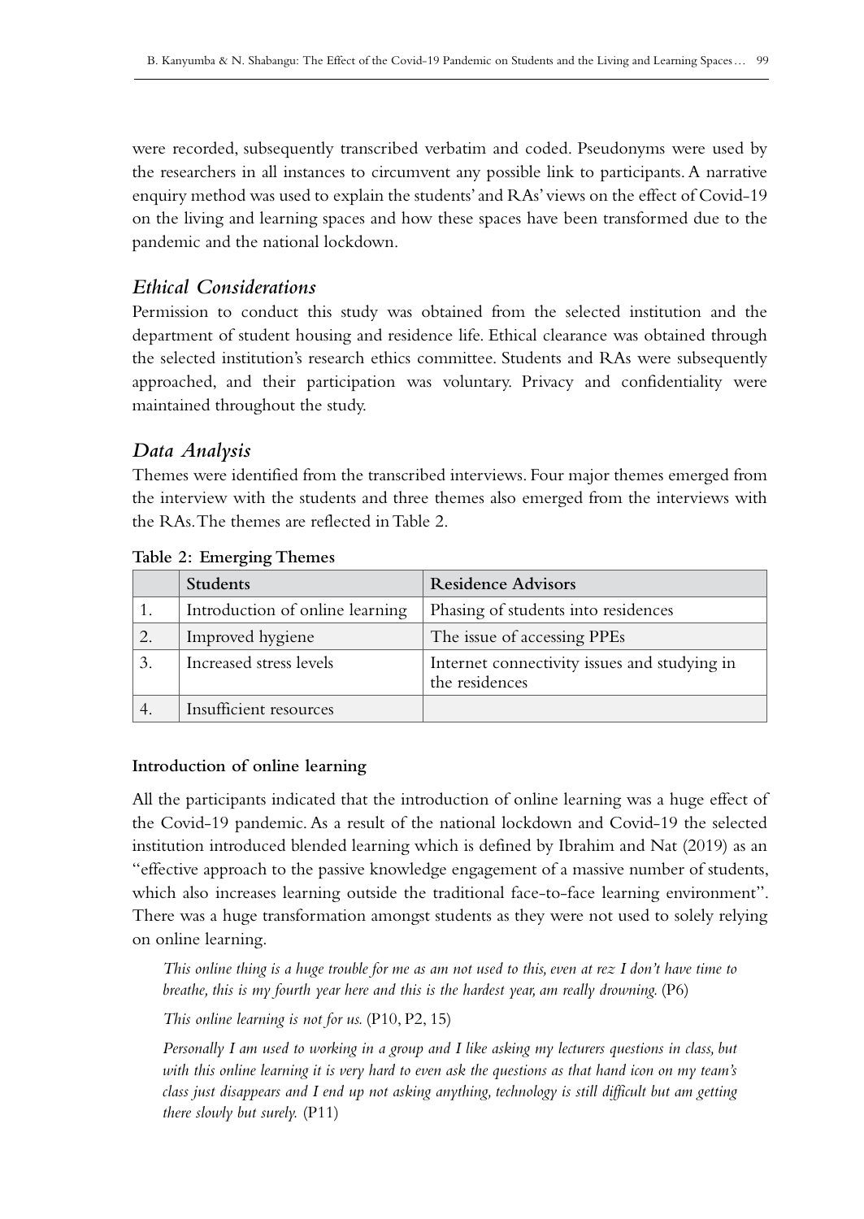were recorded, subsequently transcribed verbatim and coded. Pseudonyms were used by the researchers in all instances to circumvent any possible link to participants. A narrative enquiry method was used to explain the students' and RAs' views on the effect of Covid-19 on the living and learning spaces and how these spaces have been transformed due to the pandemic and the national lockdown.

## *Ethical Considerations*

Permission to conduct this study was obtained from the selected institution and the department of student housing and residence life. Ethical clearance was obtained through the selected institution's research ethics committee. Students and RAs were subsequently approached, and their participation was voluntary. Privacy and confidentiality were maintained throughout the study.

## *Data Analysis*

Themes were identified from the transcribed interviews. Four major themes emerged from the interview with the students and three themes also emerged from the interviews with the RAs. The themes are reflected in Table 2.

**Table 2: Emerging Themes**

| | Students | Residence Advisors |
|---|---|---|
| 1. | Introduction of online learning | Phasing of students into residences |
| 2. | Improved hygiene | The issue of accessing PPEs |
| 3. | Increased stress levels | Internet connectivity issues and studying in the residences |
| 4. | Insufficient resources | |

**Introduction of online learning**

All the participants indicated that the introduction of online learning was a huge effect of the Covid-19 pandemic. As a result of the national lockdown and Covid-19 the selected institution introduced blended learning which is defined by Ibrahim and Nat (2019) as an "effective approach to the passive knowledge engagement of a massive number of students, which also increases learning outside the traditional face-to-face learning environment". There was a huge transformation amongst students as they were not used to solely relying on online learning.

> *This online thing is a huge trouble for me as am not used to this, even at rez I don't have time to breathe, this is my fourth year here and this is the hardest year, am really drowning.* (P6)

> *This online learning is not for us.* (P10, P2, 15)

> *Personally I am used to working in a group and I like asking my lecturers questions in class, but with this online learning it is very hard to even ask the questions as that hand icon on my team's class just disappears and I end up not asking anything, technology is still difficult but am getting there slowly but surely.* (P11)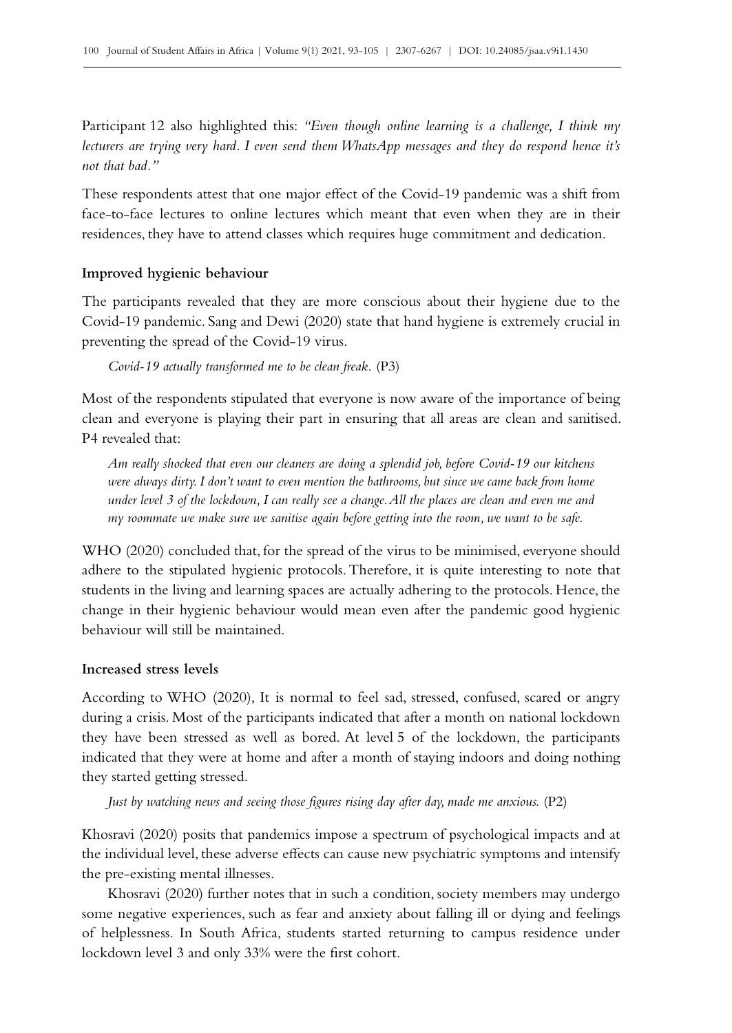Participant 12 also highlighted this: *"Even though online learning is a challenge, I think my lecturers are trying very hard. I even send them WhatsApp messages and they do respond hence it's not that bad."*

These respondents attest that one major effect of the Covid-19 pandemic was a shift from face-to-face lectures to online lectures which meant that even when they are in their residences, they have to attend classes which requires huge commitment and dedication.

### Improved hygienic behaviour

The participants revealed that they are more conscious about their hygiene due to the Covid-19 pandemic. Sang and Dewi (2020) state that hand hygiene is extremely crucial in preventing the spread of the Covid-19 virus.

> *Covid-19 actually transformed me to be clean freak.* (P3)

Most of the respondents stipulated that everyone is now aware of the importance of being clean and everyone is playing their part in ensuring that all areas are clean and sanitised. P4 revealed that:

> *Am really shocked that even our cleaners are doing a splendid job, before Covid-19 our kitchens were always dirty. I don't want to even mention the bathrooms, but since we came back from home under level 3 of the lockdown, I can really see a change. All the places are clean and even me and my roommate we make sure we sanitise again before getting into the room, we want to be safe.*

WHO (2020) concluded that, for the spread of the virus to be minimised, everyone should adhere to the stipulated hygienic protocols. Therefore, it is quite interesting to note that students in the living and learning spaces are actually adhering to the protocols. Hence, the change in their hygienic behaviour would mean even after the pandemic good hygienic behaviour will still be maintained.

### Increased stress levels

According to WHO (2020), It is normal to feel sad, stressed, confused, scared or angry during a crisis. Most of the participants indicated that after a month on national lockdown they have been stressed as well as bored. At level 5 of the lockdown, the participants indicated that they were at home and after a month of staying indoors and doing nothing they started getting stressed.

> *Just by watching news and seeing those figures rising day after day, made me anxious.* (P2)

Khosravi (2020) posits that pandemics impose a spectrum of psychological impacts and at the individual level, these adverse effects can cause new psychiatric symptoms and intensify the pre-existing mental illnesses.

Khosravi (2020) further notes that in such a condition, society members may undergo some negative experiences, such as fear and anxiety about falling ill or dying and feelings of helplessness. In South Africa, students started returning to campus residence under lockdown level 3 and only 33% were the first cohort.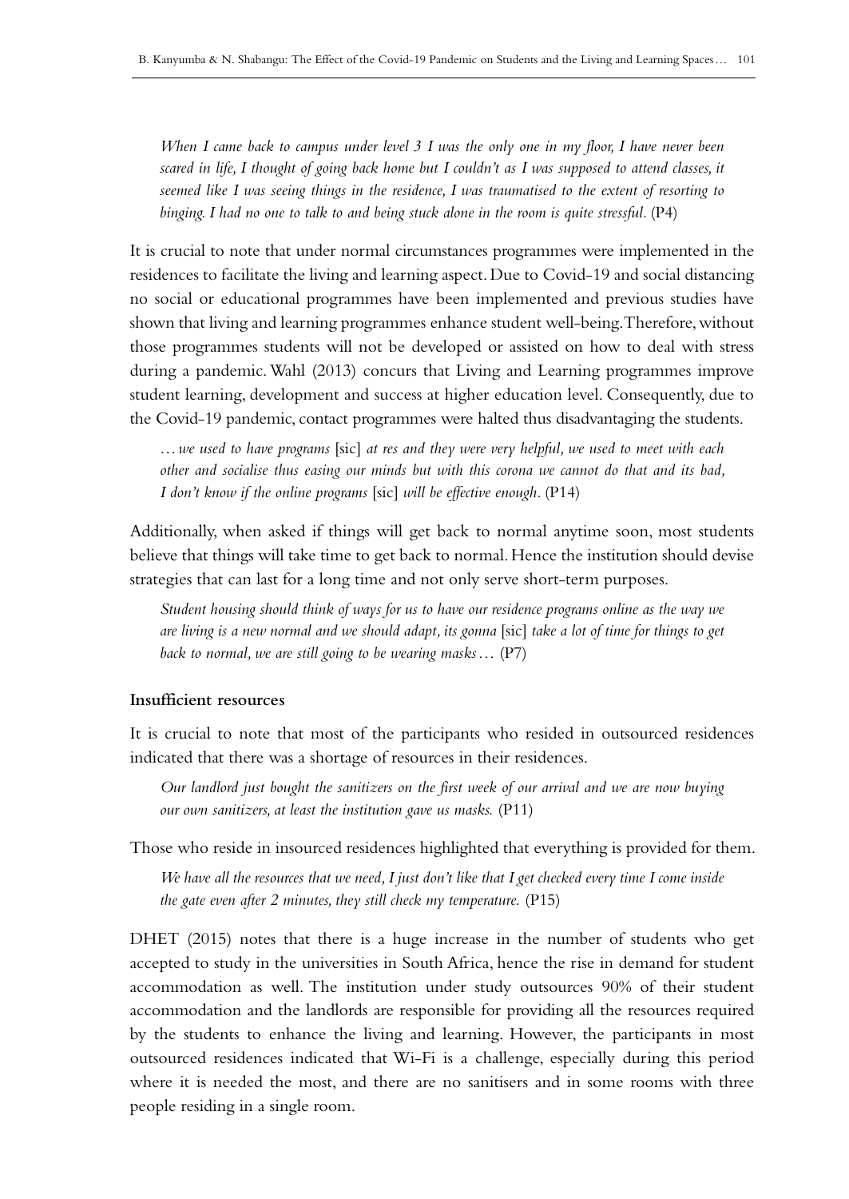*When I came back to campus under level 3 I was the only one in my floor, I have never been scared in life, I thought of going back home but I couldn't as I was supposed to attend classes, it seemed like I was seeing things in the residence, I was traumatised to the extent of resorting to binging. I had no one to talk to and being stuck alone in the room is quite stressful.* (P4)

It is crucial to note that under normal circumstances programmes were implemented in the residences to facilitate the living and learning aspect. Due to Covid-19 and social distancing no social or educational programmes have been implemented and previous studies have shown that living and learning programmes enhance student well-being. Therefore, without those programmes students will not be developed or assisted on how to deal with stress during a pandemic. Wahl (2013) concurs that Living and Learning programmes improve student learning, development and success at higher education level. Consequently, due to the Covid-19 pandemic, contact programmes were halted thus disadvantaging the students.

*…we used to have programs* [sic] *at res and they were very helpful, we used to meet with each other and socialise thus easing our minds but with this corona we cannot do that and its bad, I don't know if the online programs* [sic] *will be effective enough.* (P14)

Additionally, when asked if things will get back to normal anytime soon, most students believe that things will take time to get back to normal. Hence the institution should devise strategies that can last for a long time and not only serve short-term purposes.

*Student housing should think of ways for us to have our residence programs online as the way we are living is a new normal and we should adapt, its gonna* [sic] *take a lot of time for things to get back to normal, we are still going to be wearing masks…* (P7)

**Insufficient resources**

It is crucial to note that most of the participants who resided in outsourced residences indicated that there was a shortage of resources in their residences.

*Our landlord just bought the sanitizers on the first week of our arrival and we are now buying our own sanitizers, at least the institution gave us masks.* (P11)

Those who reside in insourced residences highlighted that everything is provided for them.

*We have all the resources that we need, I just don't like that I get checked every time I come inside the gate even after 2 minutes, they still check my temperature.* (P15)

DHET (2015) notes that there is a huge increase in the number of students who get accepted to study in the universities in South Africa, hence the rise in demand for student accommodation as well. The institution under study outsources 90% of their student accommodation and the landlords are responsible for providing all the resources required by the students to enhance the living and learning. However, the participants in most outsourced residences indicated that Wi-Fi is a challenge, especially during this period where it is needed the most, and there are no sanitisers and in some rooms with three people residing in a single room.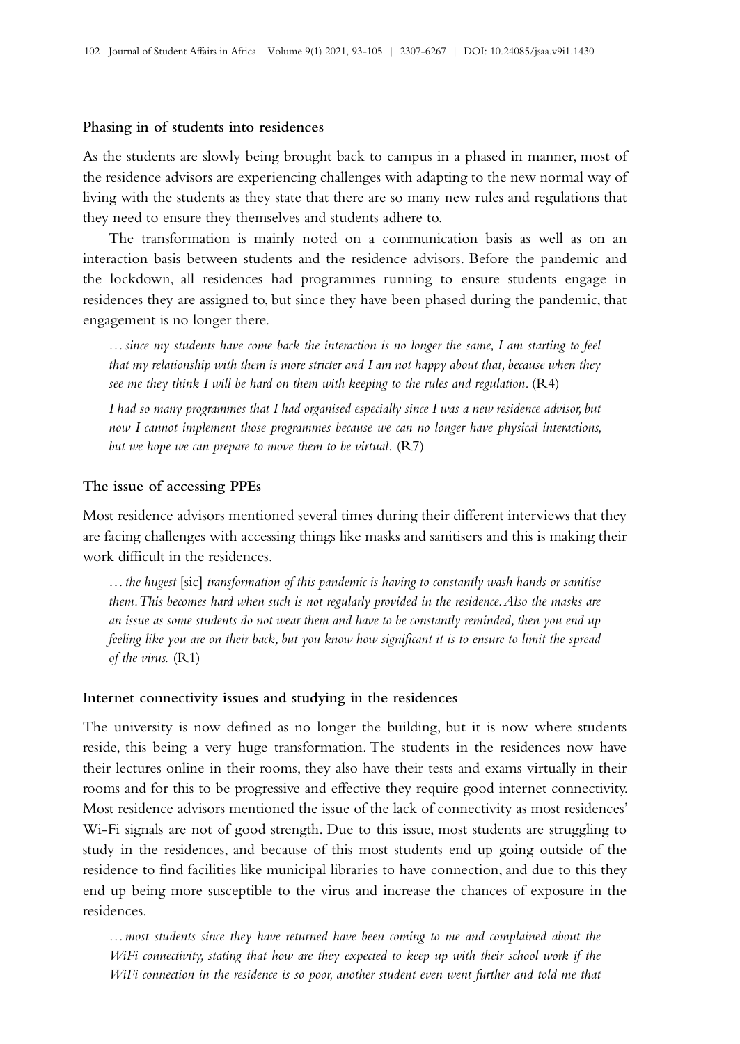### Phasing in of students into residences

As the students are slowly being brought back to campus in a phased in manner, most of the residence advisors are experiencing challenges with adapting to the new normal way of living with the students as they state that there are so many new rules and regulations that they need to ensure they themselves and students adhere to.

The transformation is mainly noted on a communication basis as well as on an interaction basis between students and the residence advisors. Before the pandemic and the lockdown, all residences had programmes running to ensure students engage in residences they are assigned to, but since they have been phased during the pandemic, that engagement is no longer there.

> *…since my students have come back the interaction is no longer the same, I am starting to feel that my relationship with them is more stricter and I am not happy about that, because when they see me they think I will be hard on them with keeping to the rules and regulation.* (R4)

> *I had so many programmes that I had organised especially since I was a new residence advisor, but now I cannot implement those programmes because we can no longer have physical interactions, but we hope we can prepare to move them to be virtual.* (R7)

### The issue of accessing PPEs

Most residence advisors mentioned several times during their different interviews that they are facing challenges with accessing things like masks and sanitisers and this is making their work difficult in the residences.

> *…the hugest* [sic] *transformation of this pandemic is having to constantly wash hands or sanitise them. This becomes hard when such is not regularly provided in the residence. Also the masks are an issue as some students do not wear them and have to be constantly reminded, then you end up feeling like you are on their back, but you know how significant it is to ensure to limit the spread of the virus.* (R1)

### Internet connectivity issues and studying in the residences

The university is now defined as no longer the building, but it is now where students reside, this being a very huge transformation. The students in the residences now have their lectures online in their rooms, they also have their tests and exams virtually in their rooms and for this to be progressive and effective they require good internet connectivity. Most residence advisors mentioned the issue of the lack of connectivity as most residences' Wi-Fi signals are not of good strength. Due to this issue, most students are struggling to study in the residences, and because of this most students end up going outside of the residence to find facilities like municipal libraries to have connection, and due to this they end up being more susceptible to the virus and increase the chances of exposure in the residences.

> *…most students since they have returned have been coming to me and complained about the WiFi connectivity, stating that how are they expected to keep up with their school work if the WiFi connection in the residence is so poor, another student even went further and told me that*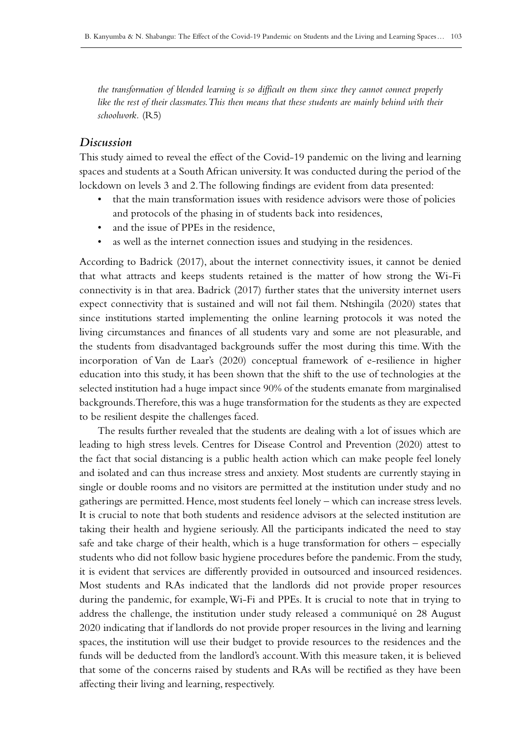*the transformation of blended learning is so difficult on them since they cannot connect properly like the rest of their classmates. This then means that these students are mainly behind with their schoolwork.* (R5)

### *Discussion*

This study aimed to reveal the effect of the Covid-19 pandemic on the living and learning spaces and students at a South African university. It was conducted during the period of the lockdown on levels 3 and 2. The following findings are evident from data presented:

- that the main transformation issues with residence advisors were those of policies and protocols of the phasing in of students back into residences,
- and the issue of PPEs in the residence,
- as well as the internet connection issues and studying in the residences.

According to Badrick (2017), about the internet connectivity issues, it cannot be denied that what attracts and keeps students retained is the matter of how strong the Wi-Fi connectivity is in that area. Badrick (2017) further states that the university internet users expect connectivity that is sustained and will not fail them. Ntshingila (2020) states that since institutions started implementing the online learning protocols it was noted the living circumstances and finances of all students vary and some are not pleasurable, and the students from disadvantaged backgrounds suffer the most during this time. With the incorporation of Van de Laar's (2020) conceptual framework of e-resilience in higher education into this study, it has been shown that the shift to the use of technologies at the selected institution had a huge impact since 90% of the students emanate from marginalised backgrounds. Therefore, this was a huge transformation for the students as they are expected to be resilient despite the challenges faced.

The results further revealed that the students are dealing with a lot of issues which are leading to high stress levels. Centres for Disease Control and Prevention (2020) attest to the fact that social distancing is a public health action which can make people feel lonely and isolated and can thus increase stress and anxiety. Most students are currently staying in single or double rooms and no visitors are permitted at the institution under study and no gatherings are permitted. Hence, most students feel lonely – which can increase stress levels. It is crucial to note that both students and residence advisors at the selected institution are taking their health and hygiene seriously. All the participants indicated the need to stay safe and take charge of their health, which is a huge transformation for others – especially students who did not follow basic hygiene procedures before the pandemic. From the study, it is evident that services are differently provided in outsourced and insourced residences. Most students and RAs indicated that the landlords did not provide proper resources during the pandemic, for example, Wi-Fi and PPEs. It is crucial to note that in trying to address the challenge, the institution under study released a communiqué on 28 August 2020 indicating that if landlords do not provide proper resources in the living and learning spaces, the institution will use their budget to provide resources to the residences and the funds will be deducted from the landlord's account. With this measure taken, it is believed that some of the concerns raised by students and RAs will be rectified as they have been affecting their living and learning, respectively.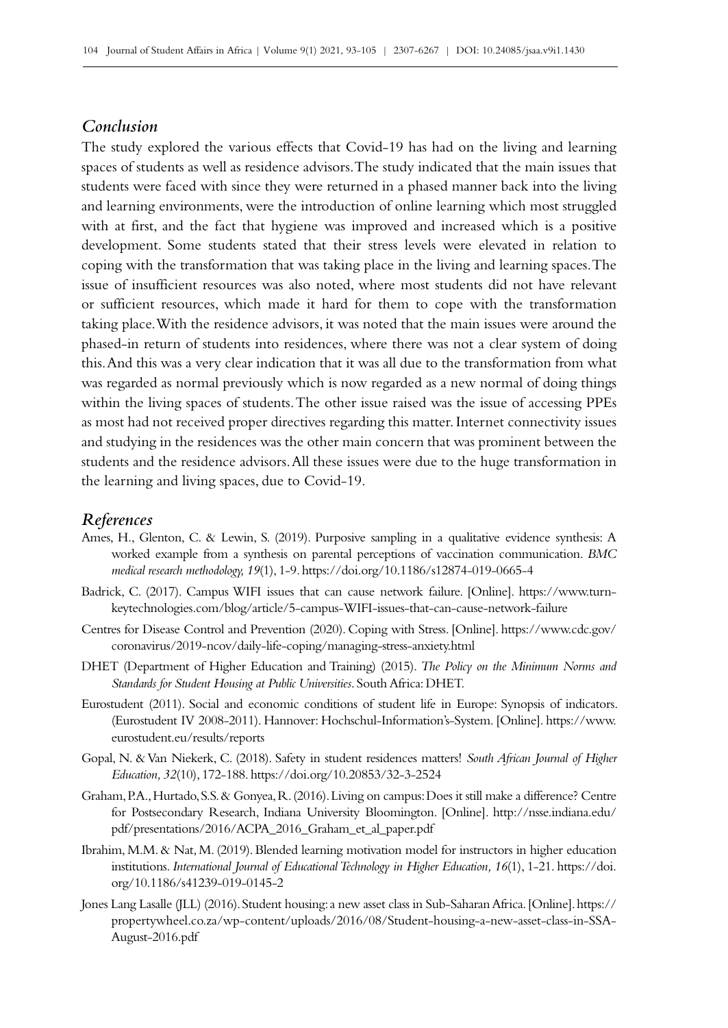## *Conclusion*

The study explored the various effects that Covid-19 has had on the living and learning spaces of students as well as residence advisors. The study indicated that the main issues that students were faced with since they were returned in a phased manner back into the living and learning environments, were the introduction of online learning which most struggled with at first, and the fact that hygiene was improved and increased which is a positive development. Some students stated that their stress levels were elevated in relation to coping with the transformation that was taking place in the living and learning spaces. The issue of insufficient resources was also noted, where most students did not have relevant or sufficient resources, which made it hard for them to cope with the transformation taking place. With the residence advisors, it was noted that the main issues were around the phased-in return of students into residences, where there was not a clear system of doing this. And this was a very clear indication that it was all due to the transformation from what was regarded as normal previously which is now regarded as a new normal of doing things within the living spaces of students. The other issue raised was the issue of accessing PPEs as most had not received proper directives regarding this matter. Internet connectivity issues and studying in the residences was the other main concern that was prominent between the students and the residence advisors. All these issues were due to the huge transformation in the learning and living spaces, due to Covid-19.

## *References*

Ames, H., Glenton, C. & Lewin, S. (2019). Purposive sampling in a qualitative evidence synthesis: A worked example from a synthesis on parental perceptions of vaccination communication. *BMC medical research methodology, 19*(1), 1-9. https://doi.org/10.1186/s12874-019-0665-4

Badrick, C. (2017). Campus WIFI issues that can cause network failure. [Online]. https://www.turn-keytechnologies.com/blog/article/5-campus-WIFI-issues-that-can-cause-network-failure

Centres for Disease Control and Prevention (2020). Coping with Stress. [Online]. https://www.cdc.gov/coronavirus/2019-ncov/daily-life-coping/managing-stress-anxiety.html

DHET (Department of Higher Education and Training) (2015). *The Policy on the Minimum Norms and Standards for Student Housing at Public Universities*. South Africa: DHET.

Eurostudent (2011). Social and economic conditions of student life in Europe: Synopsis of indicators. (Eurostudent IV 2008-2011). Hannover: Hochschul-Information's-System. [Online]. https://www.eurostudent.eu/results/reports

Gopal, N. & Van Niekerk, C. (2018). Safety in student residences matters! *South African Journal of Higher Education, 32*(10), 172-188. https://doi.org/10.20853/32-3-2524

Graham, P.A., Hurtado, S.S. & Gonyea, R. (2016). Living on campus: Does it still make a difference? Centre for Postsecondary Research, Indiana University Bloomington. [Online]. http://nsse.indiana.edu/pdf/presentations/2016/ACPA_2016_Graham_et_al_paper.pdf

Ibrahim, M.M. & Nat, M. (2019). Blended learning motivation model for instructors in higher education institutions. *International Journal of Educational Technology in Higher Education, 16*(1), 1-21. https://doi.org/10.1186/s41239-019-0145-2

Jones Lang Lasalle (JLL) (2016). Student housing: a new asset class in Sub-Saharan Africa. [Online]. https://propertywheel.co.za/wp-content/uploads/2016/08/Student-housing-a-new-asset-class-in-SSA-August-2016.pdf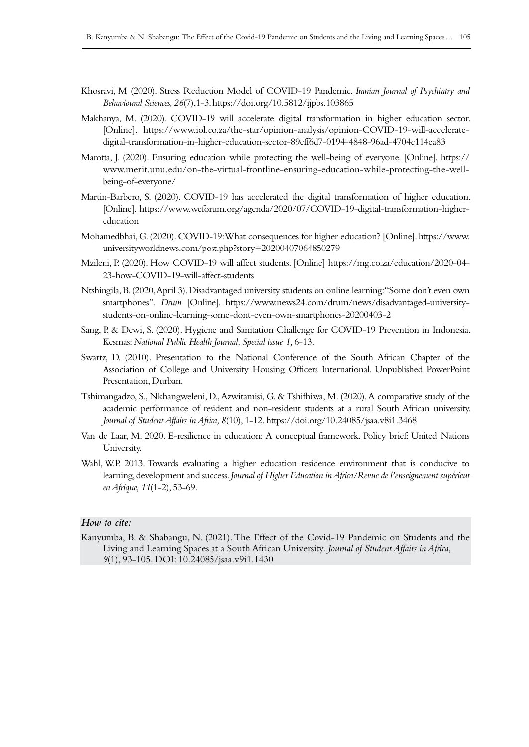Khosravi, M (2020). Stress Reduction Model of COVID-19 Pandemic. *Iranian Journal of Psychiatry and Behavioural Sciences, 26*(7),1-3. https://doi.org/10.5812/ijpbs.103865

Makhanya, M. (2020). COVID-19 will accelerate digital transformation in higher education sector. [Online]. https://www.iol.co.za/the-star/opinion-analysis/opinion-COVID-19-will-accelerate-digital-transformation-in-higher-education-sector-89eff6d7-0194-4848-96ad-4704c114ea83

Marotta, J. (2020). Ensuring education while protecting the well-being of everyone. [Online]. https://www.merit.unu.edu/on-the-virtual-frontline-ensuring-education-while-protecting-the-well-being-of-everyone/

Martin-Barbero, S. (2020). COVID-19 has accelerated the digital transformation of higher education. [Online]. https://www.weforum.org/agenda/2020/07/COVID-19-digital-transformation-higher-education

Mohamedbhai, G. (2020). COVID-19: What consequences for higher education? [Online]. https://www.universityworldnews.com/post.php?story=20200407064850279

Mzileni, P. (2020). How COVID-19 will affect students. [Online] https://mg.co.za/education/2020-04-23-how-COVID-19-will-affect-students

Ntshingila, B. (2020, April 3). Disadvantaged university students on online learning: "Some don't even own smartphones". *Drum* [Online]. https://www.news24.com/drum/news/disadvantaged-university-students-on-online-learning-some-dont-even-own-smartphones-20200403-2

Sang, P. & Dewi, S. (2020). Hygiene and Sanitation Challenge for COVID-19 Prevention in Indonesia. Kesmas: *National Public Health Journal, Special issue 1,* 6-13.

Swartz, D. (2010). Presentation to the National Conference of the South African Chapter of the Association of College and University Housing Officers International. Unpublished PowerPoint Presentation, Durban.

Tshimangadzo, S., Nkhangweleni, D., Azwitamisi, G. & Tshifhiwa, M. (2020). A comparative study of the academic performance of resident and non-resident students at a rural South African university. *Journal of Student Affairs in Africa, 8*(10), 1-12. https://doi.org/10.24085/jsaa.v8i1.3468

Van de Laar, M. 2020. E-resilience in education: A conceptual framework. Policy brief: United Nations University.

Wahl, W.P. 2013. Towards evaluating a higher education residence environment that is conducive to learning, development and success. *Journal of Higher Education in Africa/Revue de l'enseignement supérieur en Afrique, 11*(1-2), 53-69.

***How to cite:***

Kanyumba, B. & Shabangu, N. (2021). The Effect of the Covid-19 Pandemic on Students and the Living and Learning Spaces at a South African University. *Journal of Student Affairs in Africa, 9*(1), 93-105. DOI: 10.24085/jsaa.v9i1.1430